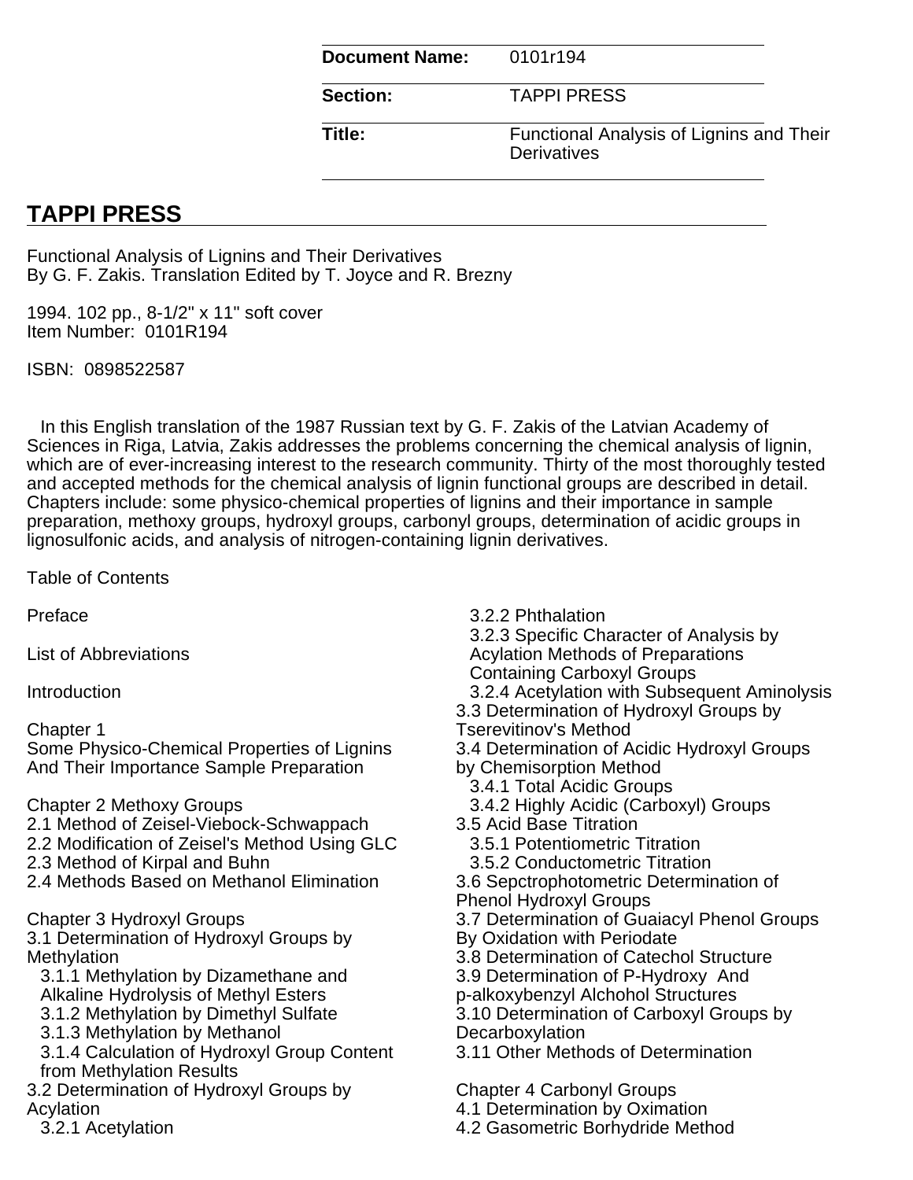| Document Name: | 0101r194 |
|---|---|
| Section: | TAPPI PRESS |
| Title: | Functional Analysis of Lignins and Their Derivatives |

# TAPPI PRESS

Functional Analysis of Lignins and Their Derivatives
By G. F. Zakis. Translation Edited by T. Joyce and R. Brezny

1994. 102 pp., 8-1/2" x 11" soft cover
Item Number: 0101R194

ISBN: 0898522587

In this English translation of the 1987 Russian text by G. F. Zakis of the Latvian Academy of Sciences in Riga, Latvia, Zakis addresses the problems concerning the chemical analysis of lignin, which are of ever-increasing interest to the research community. Thirty of the most thoroughly tested and accepted methods for the chemical analysis of lignin functional groups are described in detail. Chapters include: some physico-chemical properties of lignins and their importance in sample preparation, methoxy groups, hydroxyl groups, carbonyl groups, determination of acidic groups in lignosulfonic acids, and analysis of nitrogen-containing lignin derivatives.

Table of Contents

Preface

List of Abbreviations

Introduction

Chapter 1
Some Physico-Chemical Properties of Lignins And Their Importance Sample Preparation

Chapter 2 Methoxy Groups
2.1 Method of Zeisel-Viebock-Schwappach
2.2 Modification of Zeisel's Method Using GLC
2.3 Method of Kirpal and Buhn
2.4 Methods Based on Methanol Elimination

Chapter 3 Hydroxyl Groups
3.1 Determination of Hydroxyl Groups by Methylation
  3.1.1 Methylation by Dizamethane and Alkaline Hydrolysis of Methyl Esters
  3.1.2 Methylation by Dimethyl Sulfate
  3.1.3 Methylation by Methanol
  3.1.4 Calculation of Hydroxyl Group Content from Methylation Results
3.2 Determination of Hydroxyl Groups by Acylation
  3.2.1 Acetylation
  3.2.2 Phthalation
  3.2.3 Specific Character of Analysis by Acylation Methods of Preparations Containing Carboxyl Groups
  3.2.4 Acetylation with Subsequent Aminolysis
3.3 Determination of Hydroxyl Groups by Tserevitinov's Method
3.4 Determination of Acidic Hydroxyl Groups by Chemisorption Method
  3.4.1 Total Acidic Groups
  3.4.2 Highly Acidic (Carboxyl) Groups
3.5 Acid Base Titration
  3.5.1 Potentiometric Titration
  3.5.2 Conductometric Titration
3.6 Sepctrophotometric Determination of Phenol Hydroxyl Groups
3.7 Determination of Guaiacyl Phenol Groups By Oxidation with Periodate
3.8 Determination of Catechol Structure
3.9 Determination of P-Hydroxy And p-alkoxybenzyl Alchohol Structures
3.10 Determination of Carboxyl Groups by Decarboxylation
3.11 Other Methods of Determination

Chapter 4 Carbonyl Groups
4.1 Determination by Oximation
4.2 Gasometric Borhydride Method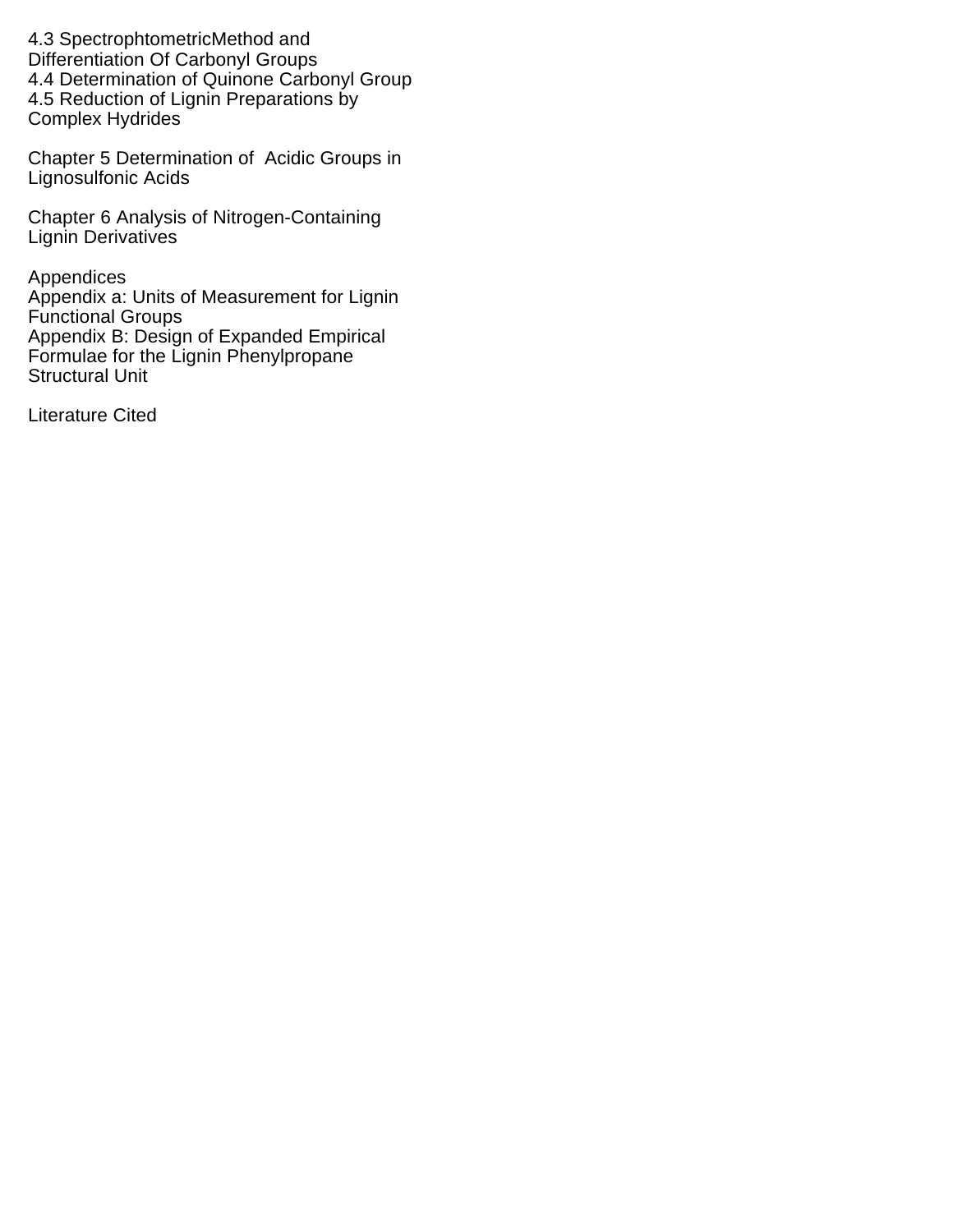4.3 SpectrophtometricMethod and Differentiation Of Carbonyl Groups
4.4 Determination of Quinone Carbonyl Group
4.5 Reduction of Lignin Preparations by Complex Hydrides

Chapter 5 Determination of Acidic Groups in Lignosulfonic Acids

Chapter 6 Analysis of Nitrogen-Containing Lignin Derivatives

Appendices
Appendix a: Units of Measurement for Lignin Functional Groups
Appendix B: Design of Expanded Empirical Formulae for the Lignin Phenylpropane Structural Unit

Literature Cited